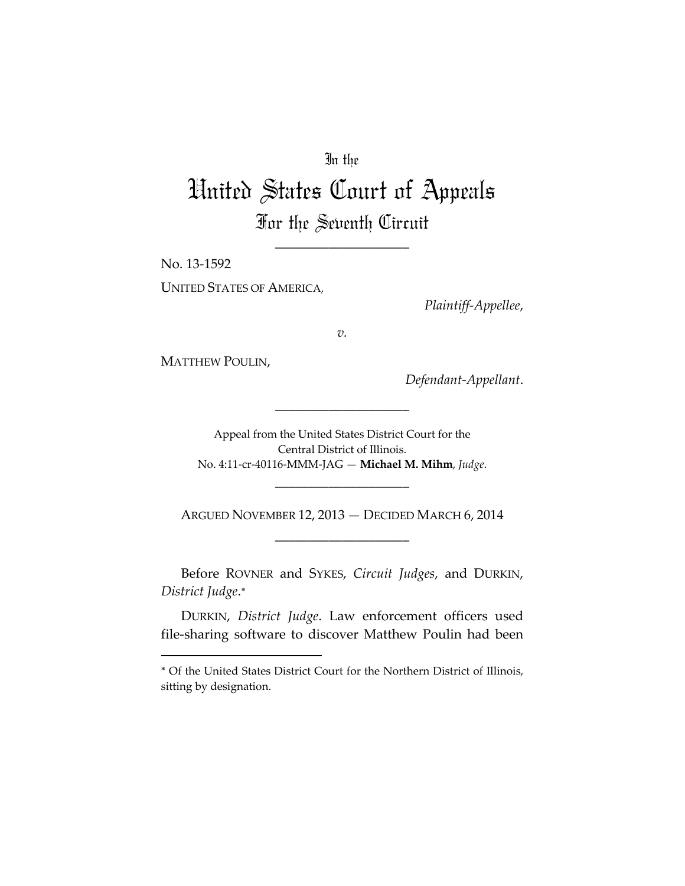In the

# United States Court of Appeals

## For the Seventh Circuit

---

No. 13-1592

UNITED STATES OF AMERICA,

*Plaintiff-Appellee*,

*v.*

MATTHEW POULIN,

*Defendant-Appellant*.

---

Appeal from the United States District Court for the Central District of Illinois.
No. 4:11-cr-40116-MMM-JAG — **Michael M. Mihm**, *Judge*.

---

ARGUED NOVEMBER 12, 2013 — DECIDED MARCH 6, 2014

---

Before ROVNER and SYKES, *Circuit Judges*, and DURKIN, *District Judge*.*

DURKIN, *District Judge*. Law enforcement officers used file-sharing software to discover Matthew Poulin had been

* Of the United States District Court for the Northern District of Illinois, sitting by designation.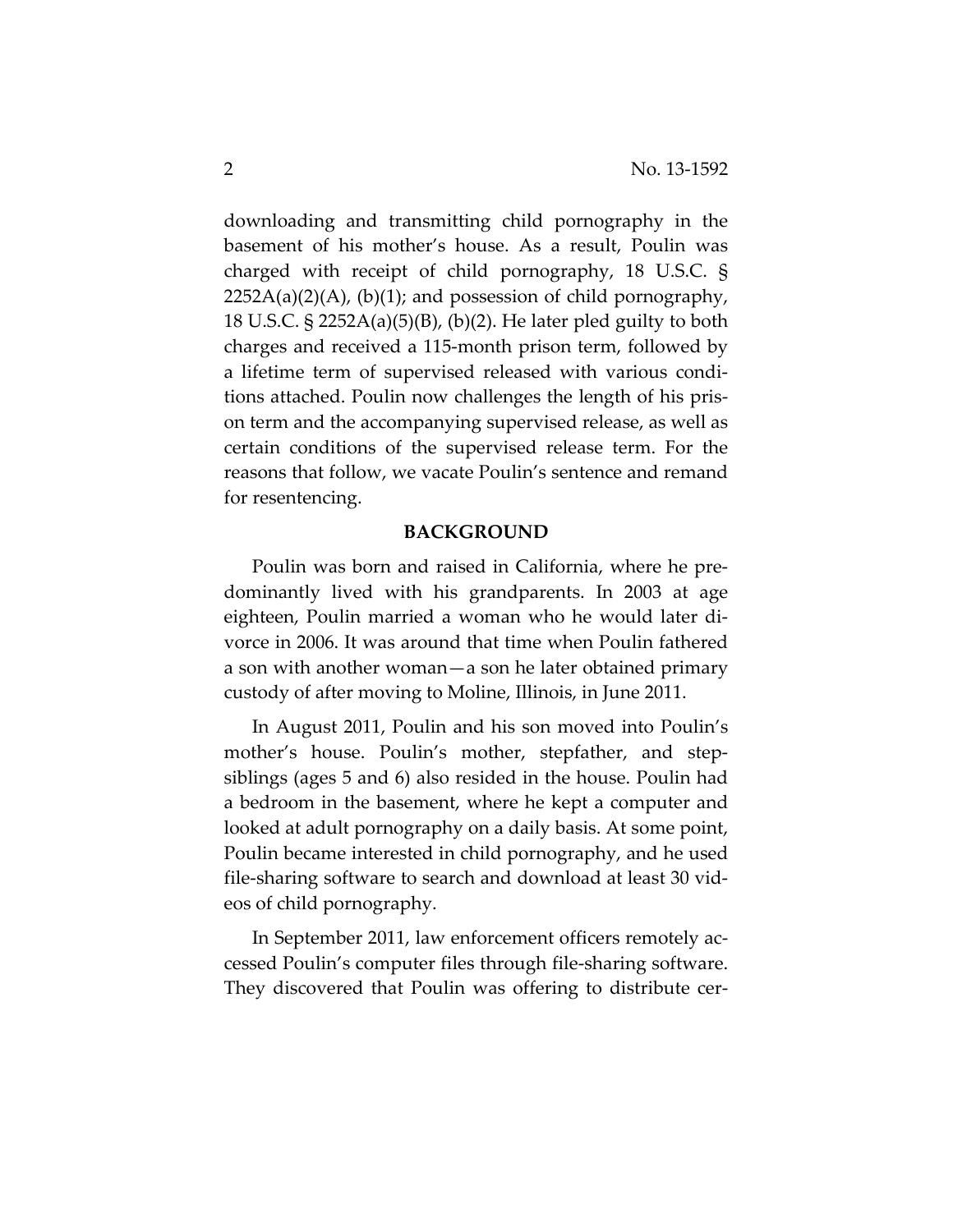downloading and transmitting child pornography in the basement of his mother's house. As a result, Poulin was charged with receipt of child pornography, 18 U.S.C. § 2252A(a)(2)(A), (b)(1); and possession of child pornography, 18 U.S.C. § 2252A(a)(5)(B), (b)(2). He later pled guilty to both charges and received a 115-month prison term, followed by a lifetime term of supervised released with various conditions attached. Poulin now challenges the length of his prison term and the accompanying supervised release, as well as certain conditions of the supervised release term. For the reasons that follow, we vacate Poulin's sentence and remand for resentencing.

**BACKGROUND**

Poulin was born and raised in California, where he predominantly lived with his grandparents. In 2003 at age eighteen, Poulin married a woman who he would later divorce in 2006. It was around that time when Poulin fathered a son with another woman—a son he later obtained primary custody of after moving to Moline, Illinois, in June 2011.

In August 2011, Poulin and his son moved into Poulin's mother's house. Poulin's mother, stepfather, and stepsiblings (ages 5 and 6) also resided in the house. Poulin had a bedroom in the basement, where he kept a computer and looked at adult pornography on a daily basis. At some point, Poulin became interested in child pornography, and he used file-sharing software to search and download at least 30 videos of child pornography.

In September 2011, law enforcement officers remotely accessed Poulin's computer files through file-sharing software. They discovered that Poulin was offering to distribute cer-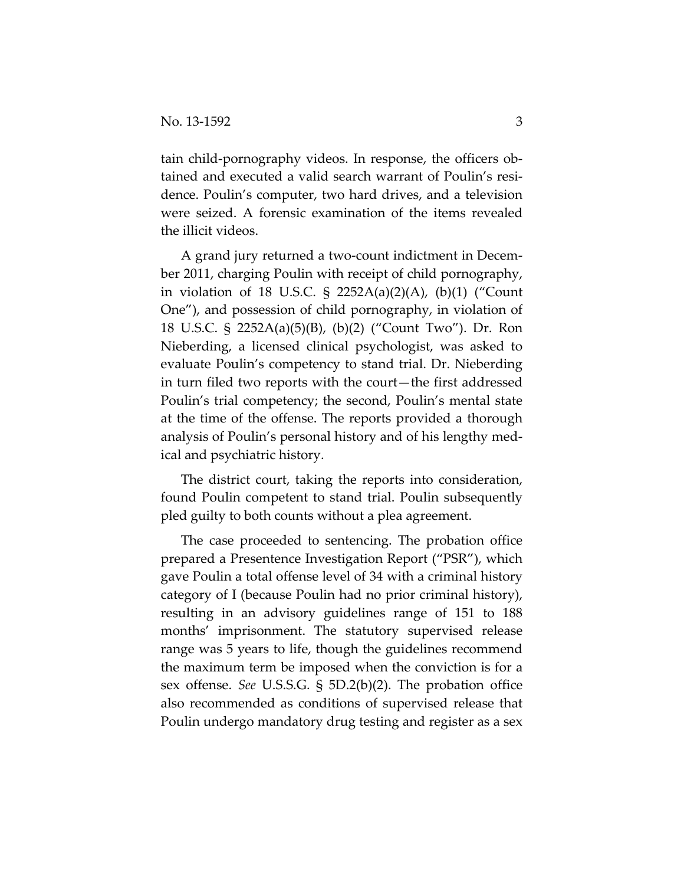tain child-pornography videos. In response, the officers obtained and executed a valid search warrant of Poulin's residence. Poulin's computer, two hard drives, and a television were seized. A forensic examination of the items revealed the illicit videos.

A grand jury returned a two-count indictment in December 2011, charging Poulin with receipt of child pornography, in violation of 18 U.S.C. § 2252A(a)(2)(A), (b)(1) ("Count One"), and possession of child pornography, in violation of 18 U.S.C. § 2252A(a)(5)(B), (b)(2) ("Count Two"). Dr. Ron Nieberding, a licensed clinical psychologist, was asked to evaluate Poulin's competency to stand trial. Dr. Nieberding in turn filed two reports with the court—the first addressed Poulin's trial competency; the second, Poulin's mental state at the time of the offense. The reports provided a thorough analysis of Poulin's personal history and of his lengthy medical and psychiatric history.

The district court, taking the reports into consideration, found Poulin competent to stand trial. Poulin subsequently pled guilty to both counts without a plea agreement.

The case proceeded to sentencing. The probation office prepared a Presentence Investigation Report ("PSR"), which gave Poulin a total offense level of 34 with a criminal history category of I (because Poulin had no prior criminal history), resulting in an advisory guidelines range of 151 to 188 months' imprisonment. The statutory supervised release range was 5 years to life, though the guidelines recommend the maximum term be imposed when the conviction is for a sex offense. *See* U.S.S.G. § 5D.2(b)(2). The probation office also recommended as conditions of supervised release that Poulin undergo mandatory drug testing and register as a sex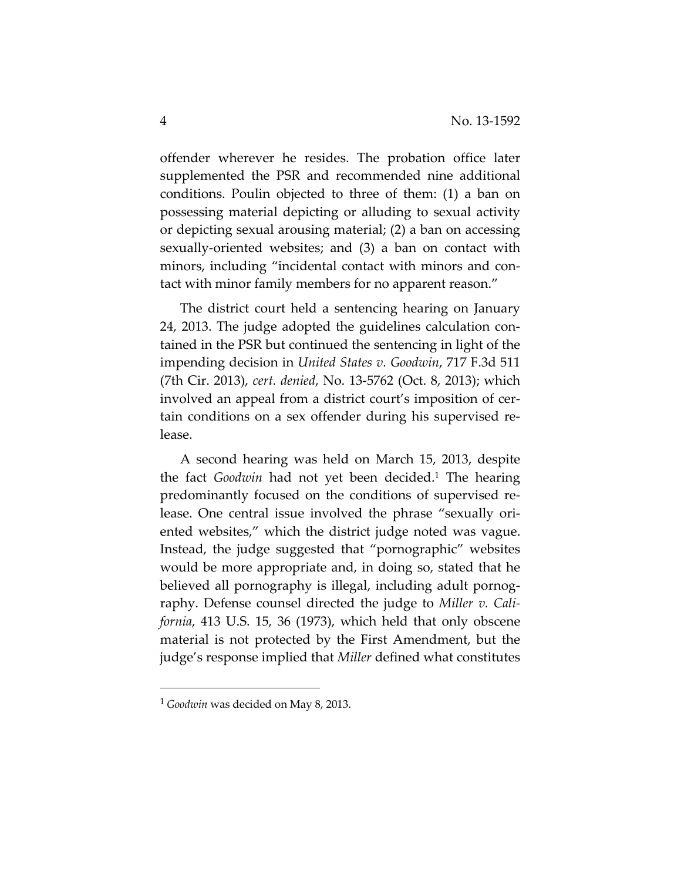offender wherever he resides. The probation office later supplemented the PSR and recommended nine additional conditions. Poulin objected to three of them: (1) a ban on possessing material depicting or alluding to sexual activity or depicting sexual arousing material; (2) a ban on accessing sexually-oriented websites; and (3) a ban on contact with minors, including "incidental contact with minors and contact with minor family members for no apparent reason."

The district court held a sentencing hearing on January 24, 2013. The judge adopted the guidelines calculation contained in the PSR but continued the sentencing in light of the impending decision in *United States v. Goodwin*, 717 F.3d 511 (7th Cir. 2013), *cert. denied*, No. 13-5762 (Oct. 8, 2013); which involved an appeal from a district court's imposition of certain conditions on a sex offender during his supervised release.

A second hearing was held on March 15, 2013, despite the fact *Goodwin* had not yet been decided.[1] The hearing predominantly focused on the conditions of supervised release. One central issue involved the phrase "sexually oriented websites," which the district judge noted was vague. Instead, the judge suggested that "pornographic" websites would be more appropriate and, in doing so, stated that he believed all pornography is illegal, including adult pornography. Defense counsel directed the judge to *Miller v. California*, 413 U.S. 15, 36 (1973), which held that only obscene material is not protected by the First Amendment, but the judge's response implied that *Miller* defined what constitutes

[1] *Goodwin* was decided on May 8, 2013.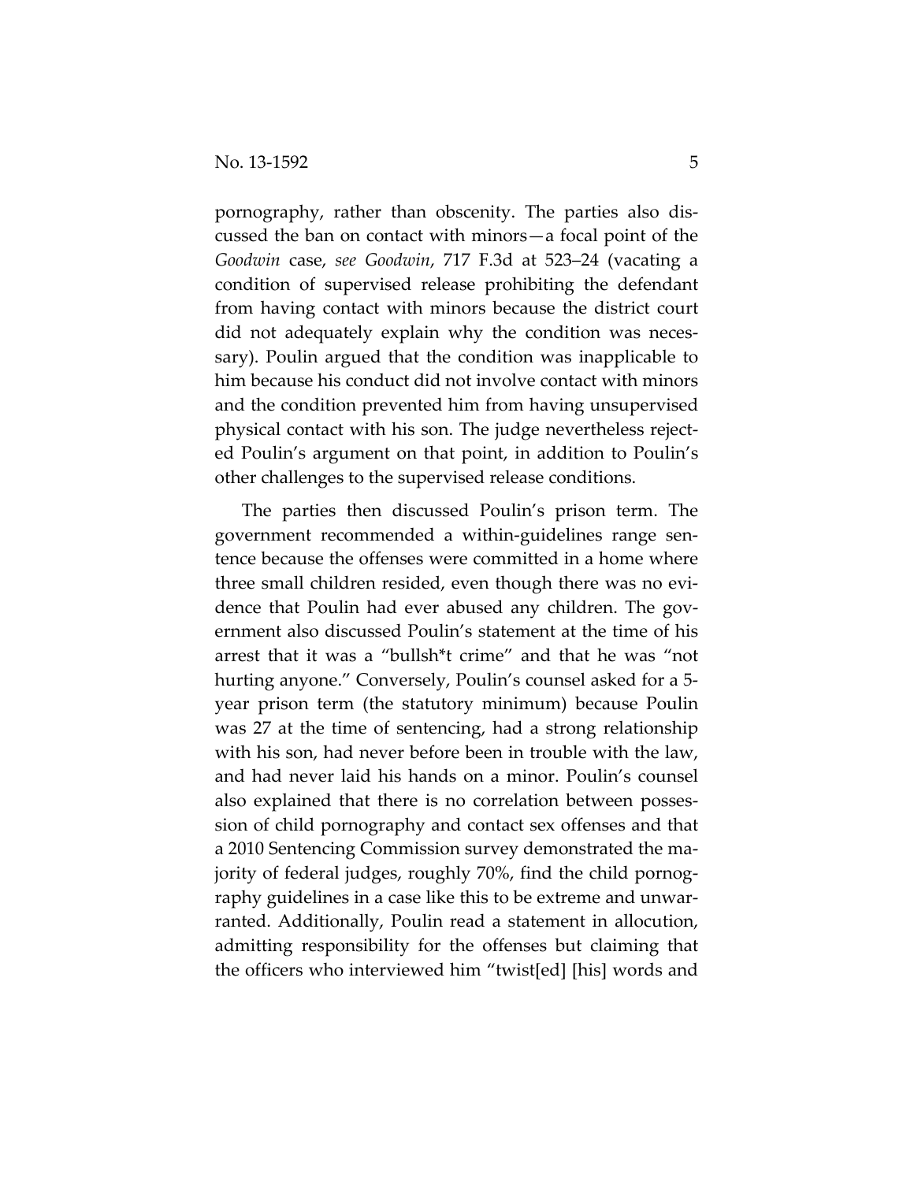pornography, rather than obscenity. The parties also discussed the ban on contact with minors—a focal point of the *Goodwin* case, *see Goodwin*, 717 F.3d at 523–24 (vacating a condition of supervised release prohibiting the defendant from having contact with minors because the district court did not adequately explain why the condition was necessary). Poulin argued that the condition was inapplicable to him because his conduct did not involve contact with minors and the condition prevented him from having unsupervised physical contact with his son. The judge nevertheless rejected Poulin's argument on that point, in addition to Poulin's other challenges to the supervised release conditions.

The parties then discussed Poulin's prison term. The government recommended a within-guidelines range sentence because the offenses were committed in a home where three small children resided, even though there was no evidence that Poulin had ever abused any children. The government also discussed Poulin's statement at the time of his arrest that it was a "bullsh*t crime" and that he was "not hurting anyone." Conversely, Poulin's counsel asked for a 5-year prison term (the statutory minimum) because Poulin was 27 at the time of sentencing, had a strong relationship with his son, had never before been in trouble with the law, and had never laid his hands on a minor. Poulin's counsel also explained that there is no correlation between possession of child pornography and contact sex offenses and that a 2010 Sentencing Commission survey demonstrated the majority of federal judges, roughly 70%, find the child pornography guidelines in a case like this to be extreme and unwarranted. Additionally, Poulin read a statement in allocution, admitting responsibility for the offenses but claiming that the officers who interviewed him "twist[ed] [his] words and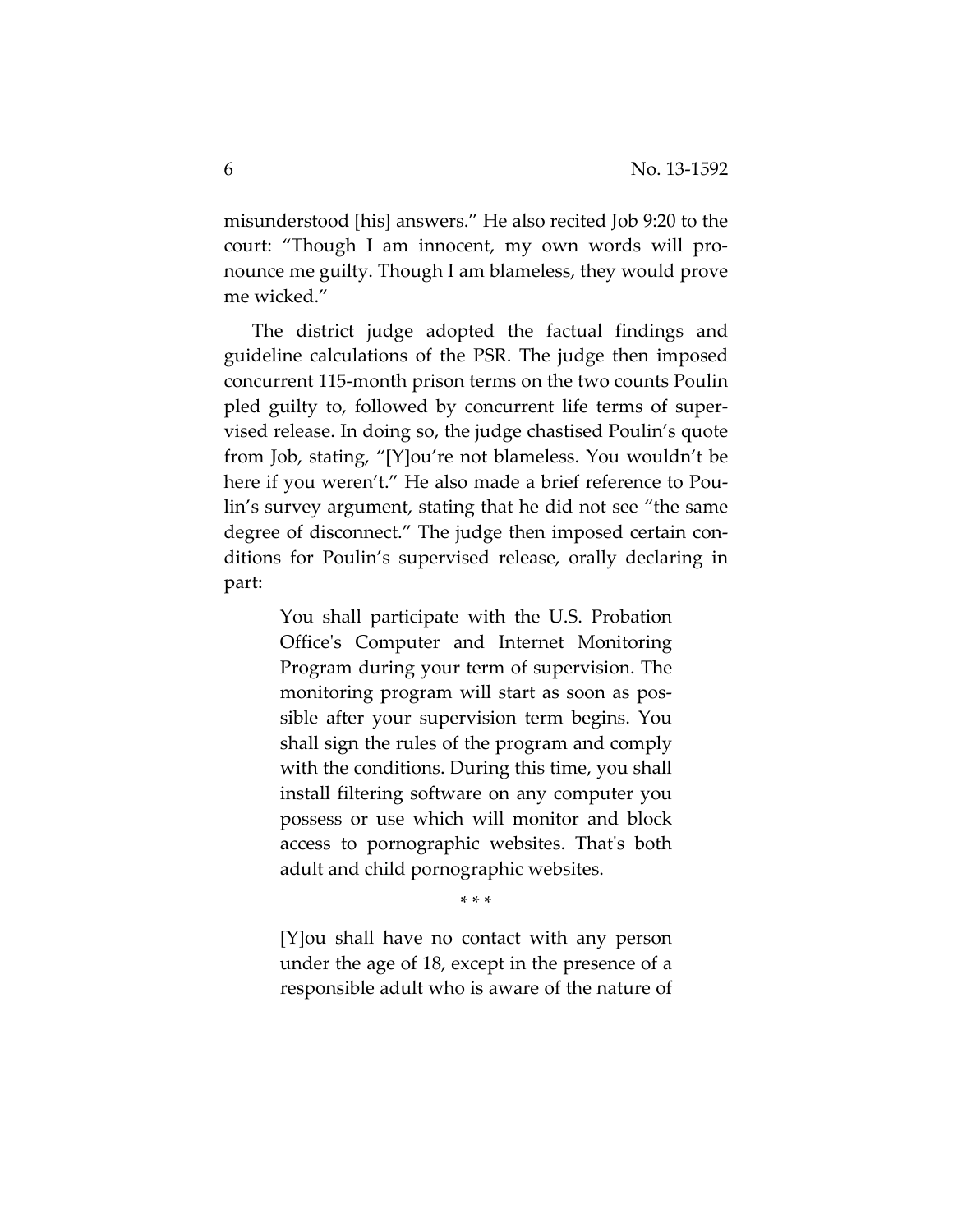misunderstood [his] answers." He also recited Job 9:20 to the court: "Though I am innocent, my own words will pronounce me guilty. Though I am blameless, they would prove me wicked."

The district judge adopted the factual findings and guideline calculations of the PSR. The judge then imposed concurrent 115-month prison terms on the two counts Poulin pled guilty to, followed by concurrent life terms of supervised release. In doing so, the judge chastised Poulin's quote from Job, stating, "[Y]ou're not blameless. You wouldn't be here if you weren't." He also made a brief reference to Poulin's survey argument, stating that he did not see "the same degree of disconnect." The judge then imposed certain conditions for Poulin's supervised release, orally declaring in part:

> You shall participate with the U.S. Probation Office's Computer and Internet Monitoring Program during your term of supervision. The monitoring program will start as soon as possible after your supervision term begins. You shall sign the rules of the program and comply with the conditions. During this time, you shall install filtering software on any computer you possess or use which will monitor and block access to pornographic websites. That's both adult and child pornographic websites.
>
> \* \* \*
>
> [Y]ou shall have no contact with any person under the age of 18, except in the presence of a responsible adult who is aware of the nature of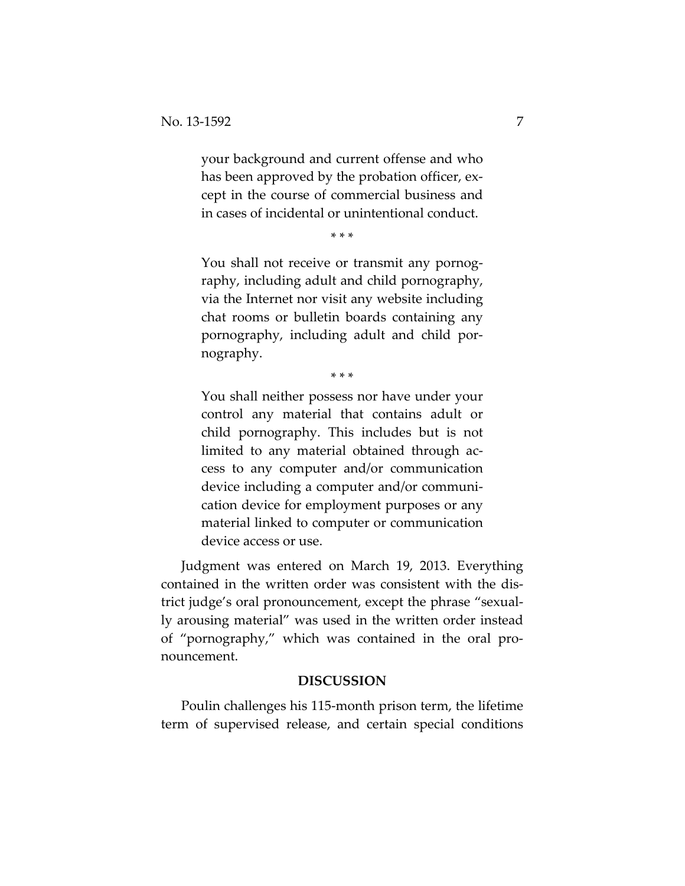> your background and current offense and who has been approved by the probation officer, except in the course of commercial business and in cases of incidental or unintentional conduct.
>
> * * *
>
> You shall not receive or transmit any pornography, including adult and child pornography, via the Internet nor visit any website including chat rooms or bulletin boards containing any pornography, including adult and child pornography.
>
> * * *
>
> You shall neither possess nor have under your control any material that contains adult or child pornography. This includes but is not limited to any material obtained through access to any computer and/or communication device including a computer and/or communication device for employment purposes or any material linked to computer or communication device access or use.

Judgment was entered on March 19, 2013. Everything contained in the written order was consistent with the district judge's oral pronouncement, except the phrase "sexually arousing material" was used in the written order instead of "pornography," which was contained in the oral pronouncement.

**DISCUSSION**

Poulin challenges his 115-month prison term, the lifetime term of supervised release, and certain special conditions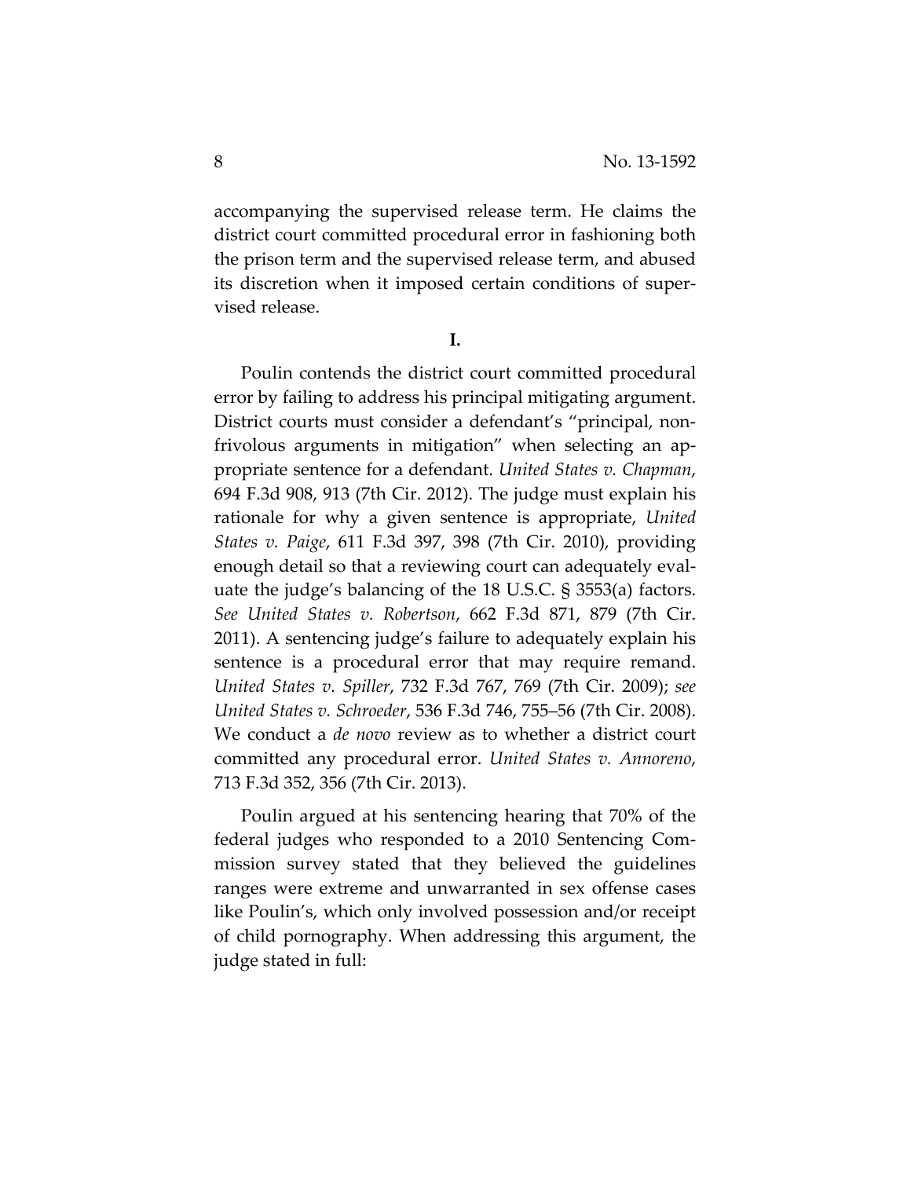accompanying the supervised release term. He claims the district court committed procedural error in fashioning both the prison term and the supervised release term, and abused its discretion when it imposed certain conditions of supervised release.

**I.**

Poulin contends the district court committed procedural error by failing to address his principal mitigating argument. District courts must consider a defendant's "principal, nonfrivolous arguments in mitigation" when selecting an appropriate sentence for a defendant. *United States v. Chapman*, 694 F.3d 908, 913 (7th Cir. 2012). The judge must explain his rationale for why a given sentence is appropriate, *United States v. Paige*, 611 F.3d 397, 398 (7th Cir. 2010), providing enough detail so that a reviewing court can adequately evaluate the judge's balancing of the 18 U.S.C. § 3553(a) factors. *See United States v. Robertson*, 662 F.3d 871, 879 (7th Cir. 2011). A sentencing judge's failure to adequately explain his sentence is a procedural error that may require remand. *United States v. Spiller*, 732 F.3d 767, 769 (7th Cir. 2009); *see United States v. Schroeder*, 536 F.3d 746, 755–56 (7th Cir. 2008). We conduct a *de novo* review as to whether a district court committed any procedural error. *United States v. Annoreno*, 713 F.3d 352, 356 (7th Cir. 2013).

Poulin argued at his sentencing hearing that 70% of the federal judges who responded to a 2010 Sentencing Commission survey stated that they believed the guidelines ranges were extreme and unwarranted in sex offense cases like Poulin's, which only involved possession and/or receipt of child pornography. When addressing this argument, the judge stated in full: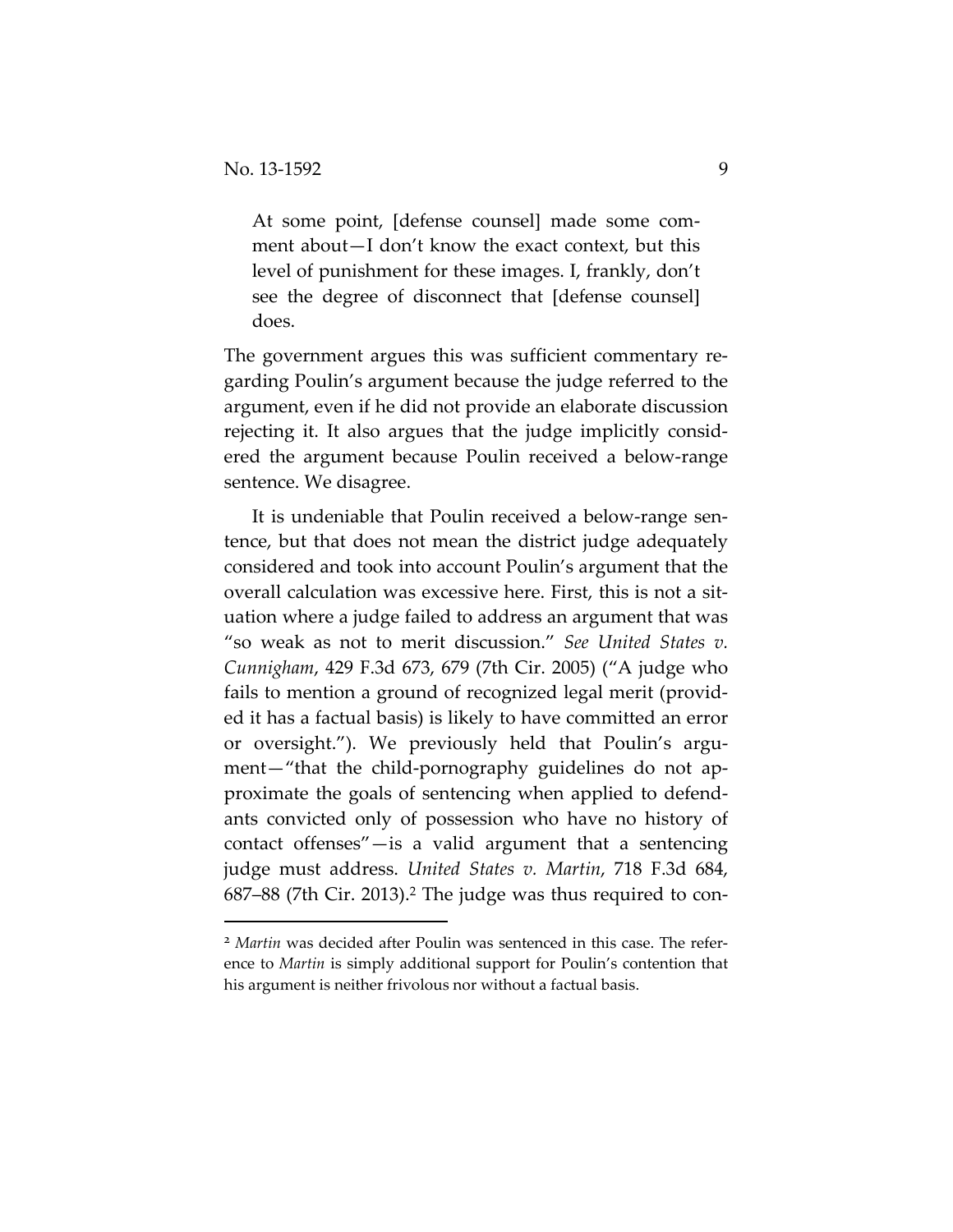> At some point, [defense counsel] made some comment about—I don't know the exact context, but this level of punishment for these images. I, frankly, don't see the degree of disconnect that [defense counsel] does.

The government argues this was sufficient commentary regarding Poulin's argument because the judge referred to the argument, even if he did not provide an elaborate discussion rejecting it. It also argues that the judge implicitly considered the argument because Poulin received a below-range sentence. We disagree.

It is undeniable that Poulin received a below-range sentence, but that does not mean the district judge adequately considered and took into account Poulin's argument that the overall calculation was excessive here. First, this is not a situation where a judge failed to address an argument that was "so weak as not to merit discussion." *See United States v. Cunnigham*, 429 F.3d 673, 679 (7th Cir. 2005) ("A judge who fails to mention a ground of recognized legal merit (provided it has a factual basis) is likely to have committed an error or oversight."). We previously held that Poulin's argument—"that the child-pornography guidelines do not approximate the goals of sentencing when applied to defendants convicted only of possession who have no history of contact offenses"—is a valid argument that a sentencing judge must address. *United States v. Martin*, 718 F.3d 684, 687–88 (7th Cir. 2013).[2] The judge was thus required to con-

[2] *Martin* was decided after Poulin was sentenced in this case. The reference to *Martin* is simply additional support for Poulin's contention that his argument is neither frivolous nor without a factual basis.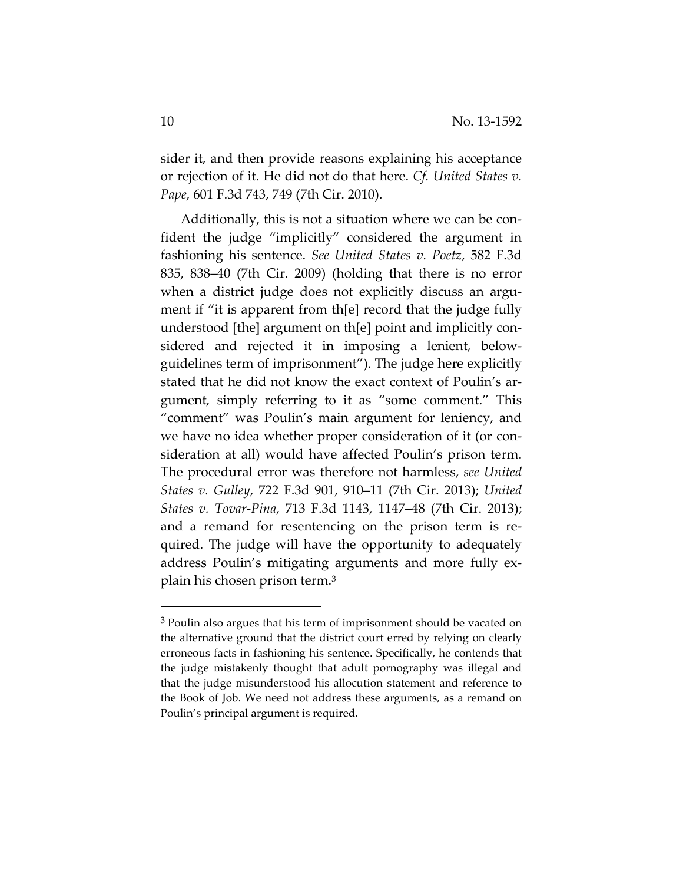sider it, and then provide reasons explaining his acceptance or rejection of it. He did not do that here. *Cf. United States v. Pape*, 601 F.3d 743, 749 (7th Cir. 2010).

Additionally, this is not a situation where we can be confident the judge "implicitly" considered the argument in fashioning his sentence. *See United States v. Poetz*, 582 F.3d 835, 838–40 (7th Cir. 2009) (holding that there is no error when a district judge does not explicitly discuss an argument if "it is apparent from th[e] record that the judge fully understood [the] argument on th[e] point and implicitly considered and rejected it in imposing a lenient, below-guidelines term of imprisonment"). The judge here explicitly stated that he did not know the exact context of Poulin's argument, simply referring to it as "some comment." This "comment" was Poulin's main argument for leniency, and we have no idea whether proper consideration of it (or consideration at all) would have affected Poulin's prison term. The procedural error was therefore not harmless, *see United States v. Gulley*, 722 F.3d 901, 910–11 (7th Cir. 2013); *United States v. Tovar-Pina*, 713 F.3d 1143, 1147–48 (7th Cir. 2013); and a remand for resentencing on the prison term is required. The judge will have the opportunity to adequately address Poulin's mitigating arguments and more fully explain his chosen prison term.[3]

---

[3] Poulin also argues that his term of imprisonment should be vacated on the alternative ground that the district court erred by relying on clearly erroneous facts in fashioning his sentence. Specifically, he contends that the judge mistakenly thought that adult pornography was illegal and that the judge misunderstood his allocution statement and reference to the Book of Job. We need not address these arguments, as a remand on Poulin's principal argument is required.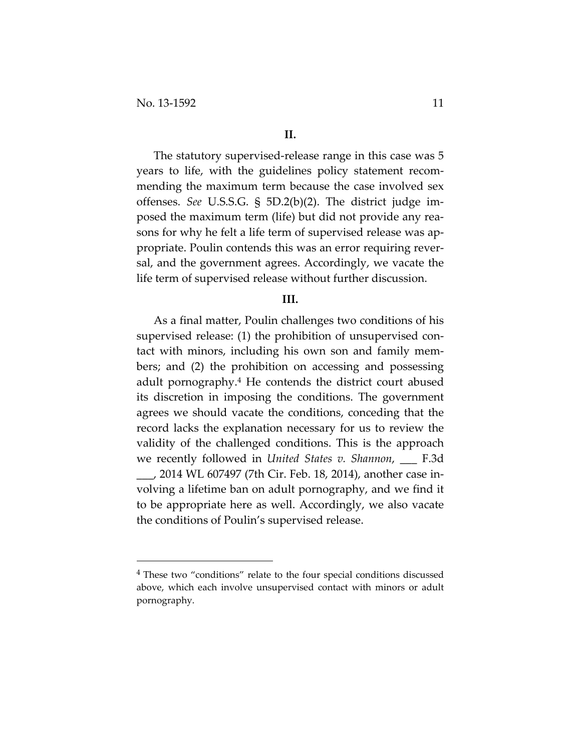## II.

The statutory supervised-release range in this case was 5 years to life, with the guidelines policy statement recommending the maximum term because the case involved sex offenses. *See* U.S.S.G. § 5D.2(b)(2). The district judge imposed the maximum term (life) but did not provide any reasons for why he felt a life term of supervised release was appropriate. Poulin contends this was an error requiring reversal, and the government agrees. Accordingly, we vacate the life term of supervised release without further discussion.

## III.

As a final matter, Poulin challenges two conditions of his supervised release: (1) the prohibition of unsupervised contact with minors, including his own son and family members; and (2) the prohibition on accessing and possessing adult pornography.[4] He contends the district court abused its discretion in imposing the conditions. The government agrees we should vacate the conditions, conceding that the record lacks the explanation necessary for us to review the validity of the challenged conditions. This is the approach we recently followed in *United States v. Shannon*, ___ F.3d ___, 2014 WL 607497 (7th Cir. Feb. 18, 2014), another case involving a lifetime ban on adult pornography, and we find it to be appropriate here as well. Accordingly, we also vacate the conditions of Poulin's supervised release.

---

[4] These two "conditions" relate to the four special conditions discussed above, which each involve unsupervised contact with minors or adult pornography.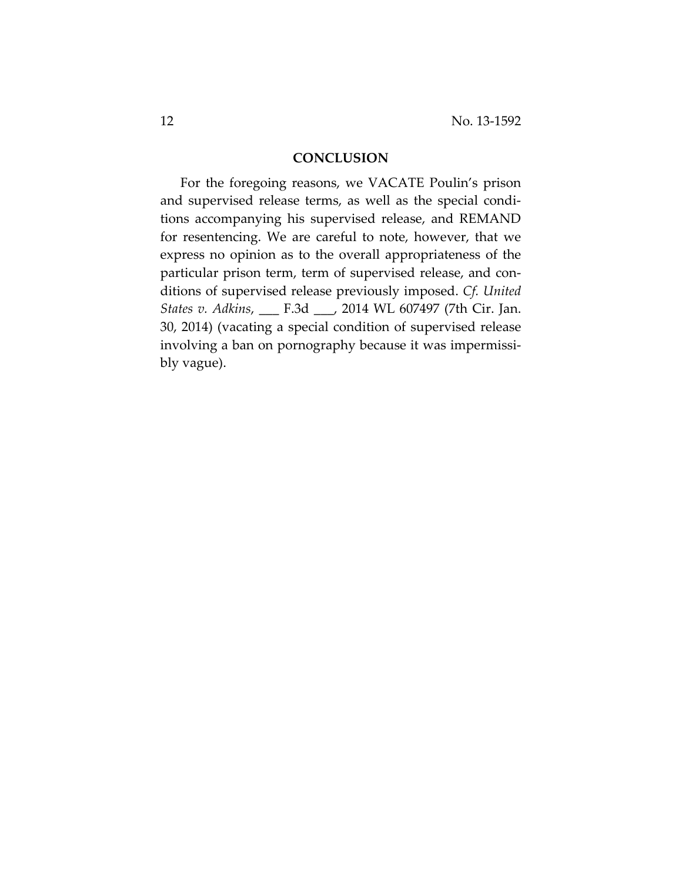## CONCLUSION

For the foregoing reasons, we VACATE Poulin's prison and supervised release terms, as well as the special conditions accompanying his supervised release, and REMAND for resentencing. We are careful to note, however, that we express no opinion as to the overall appropriateness of the particular prison term, term of supervised release, and conditions of supervised release previously imposed. *Cf. United States v. Adkins*, ___ F.3d ___, 2014 WL 607497 (7th Cir. Jan. 30, 2014) (vacating a special condition of supervised release involving a ban on pornography because it was impermissibly vague).